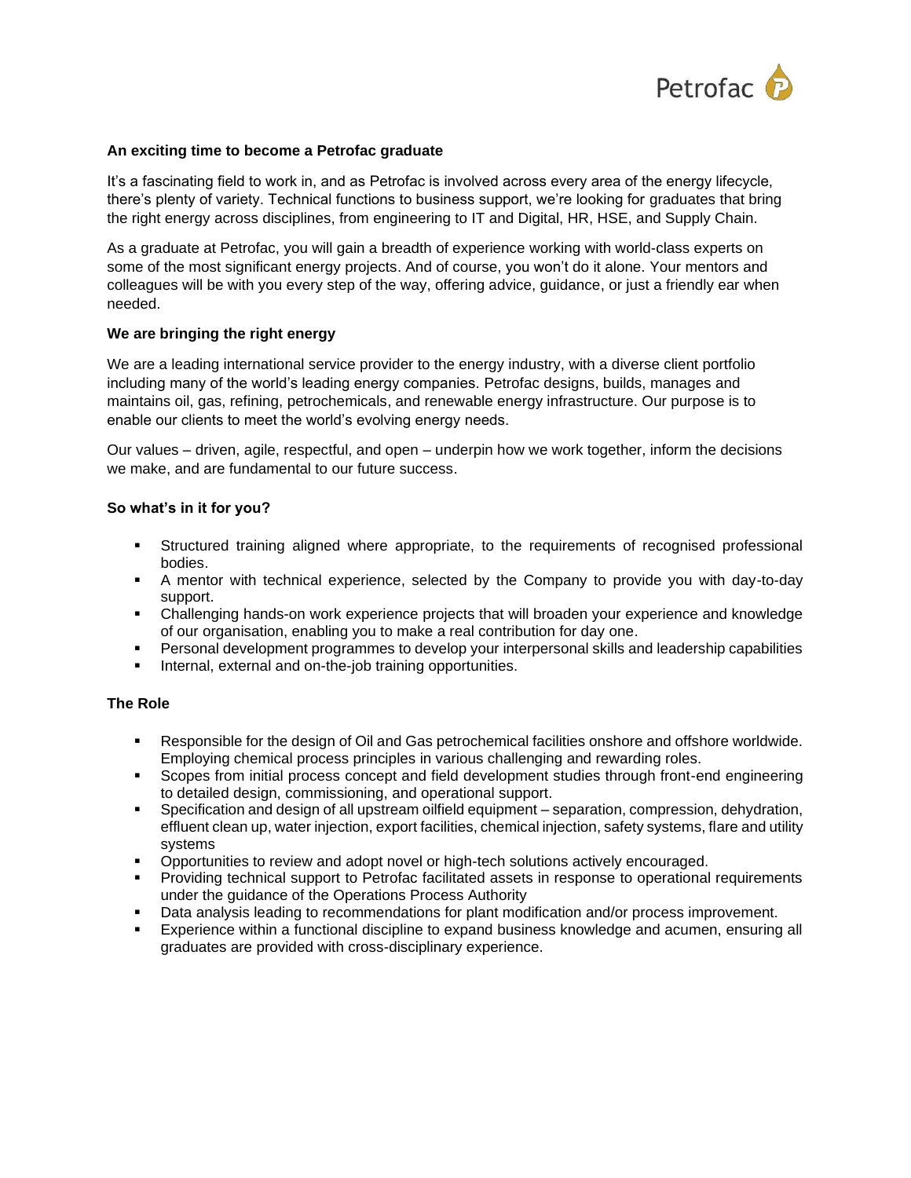Petrofac

**An exciting time to become a Petrofac graduate**

It's a fascinating field to work in, and as Petrofac is involved across every area of the energy lifecycle, there's plenty of variety. Technical functions to business support, we're looking for graduates that bring the right energy across disciplines, from engineering to IT and Digital, HR, HSE, and Supply Chain.

As a graduate at Petrofac, you will gain a breadth of experience working with world-class experts on some of the most significant energy projects. And of course, you won't do it alone. Your mentors and colleagues will be with you every step of the way, offering advice, guidance, or just a friendly ear when needed.

**We are bringing the right energy**

We are a leading international service provider to the energy industry, with a diverse client portfolio including many of the world's leading energy companies. Petrofac designs, builds, manages and maintains oil, gas, refining, petrochemicals, and renewable energy infrastructure. Our purpose is to enable our clients to meet the world's evolving energy needs.

Our values – driven, agile, respectful, and open – underpin how we work together, inform the decisions we make, and are fundamental to our future success.

**So what's in it for you?**

- Structured training aligned where appropriate, to the requirements of recognised professional bodies.
- A mentor with technical experience, selected by the Company to provide you with day-to-day support.
- Challenging hands-on work experience projects that will broaden your experience and knowledge of our organisation, enabling you to make a real contribution for day one.
- Personal development programmes to develop your interpersonal skills and leadership capabilities
- Internal, external and on-the-job training opportunities.

**The Role**

- Responsible for the design of Oil and Gas petrochemical facilities onshore and offshore worldwide. Employing chemical process principles in various challenging and rewarding roles.
- Scopes from initial process concept and field development studies through front-end engineering to detailed design, commissioning, and operational support.
- Specification and design of all upstream oilfield equipment – separation, compression, dehydration, effluent clean up, water injection, export facilities, chemical injection, safety systems, flare and utility systems
- Opportunities to review and adopt novel or high-tech solutions actively encouraged.
- Providing technical support to Petrofac facilitated assets in response to operational requirements under the guidance of the Operations Process Authority
- Data analysis leading to recommendations for plant modification and/or process improvement.
- Experience within a functional discipline to expand business knowledge and acumen, ensuring all graduates are provided with cross-disciplinary experience.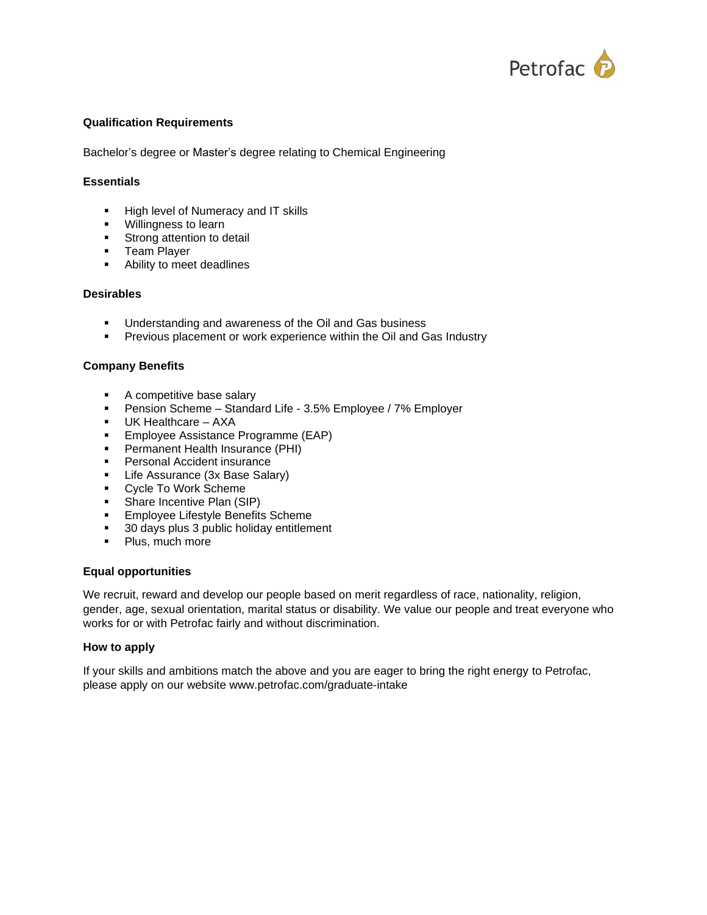### Qualification Requirements

Bachelor's degree or Master's degree relating to Chemical Engineering

### Essentials

- High level of Numeracy and IT skills
- Willingness to learn
- Strong attention to detail
- Team Player
- Ability to meet deadlines

### Desirables

- Understanding and awareness of the Oil and Gas business
- Previous placement or work experience within the Oil and Gas Industry

### Company Benefits

- A competitive base salary
- Pension Scheme – Standard Life - 3.5% Employee / 7% Employer
- UK Healthcare – AXA
- Employee Assistance Programme (EAP)
- Permanent Health Insurance (PHI)
- Personal Accident insurance
- Life Assurance (3x Base Salary)
- Cycle To Work Scheme
- Share Incentive Plan (SIP)
- Employee Lifestyle Benefits Scheme
- 30 days plus 3 public holiday entitlement
- Plus, much more

### Equal opportunities

We recruit, reward and develop our people based on merit regardless of race, nationality, religion, gender, age, sexual orientation, marital status or disability. We value our people and treat everyone who works for or with Petrofac fairly and without discrimination.

### How to apply

If your skills and ambitions match the above and you are eager to bring the right energy to Petrofac, please apply on our website www.petrofac.com/graduate-intake